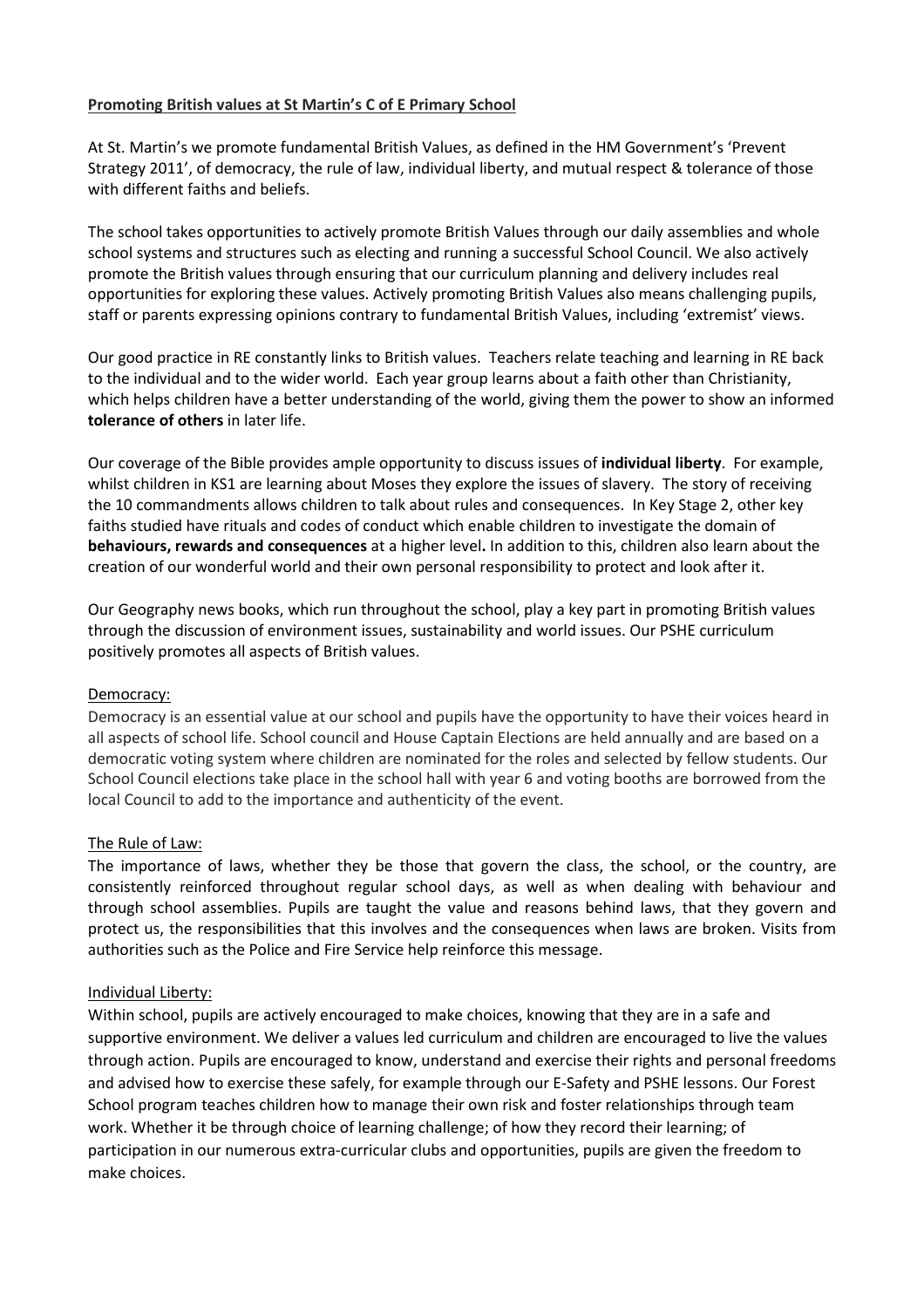**Promoting British values at St Martin's C of E Primary School**

At St. Martin's we promote fundamental British Values, as defined in the HM Government's 'Prevent Strategy 2011', of democracy, the rule of law, individual liberty, and mutual respect & tolerance of those with different faiths and beliefs.

The school takes opportunities to actively promote British Values through our daily assemblies and whole school systems and structures such as electing and running a successful School Council. We also actively promote the British values through ensuring that our curriculum planning and delivery includes real opportunities for exploring these values. Actively promoting British Values also means challenging pupils, staff or parents expressing opinions contrary to fundamental British Values, including 'extremist' views.

Our good practice in RE constantly links to British values. Teachers relate teaching and learning in RE back to the individual and to the wider world. Each year group learns about a faith other than Christianity, which helps children have a better understanding of the world, giving them the power to show an informed **tolerance of others** in later life.

Our coverage of the Bible provides ample opportunity to discuss issues of **individual liberty**. For example, whilst children in KS1 are learning about Moses they explore the issues of slavery. The story of receiving the 10 commandments allows children to talk about rules and consequences. In Key Stage 2, other key faiths studied have rituals and codes of conduct which enable children to investigate the domain of **behaviours, rewards and consequences** at a higher level**.** In addition to this, children also learn about the creation of our wonderful world and their own personal responsibility to protect and look after it.

Our Geography news books, which run throughout the school, play a key part in promoting British values through the discussion of environment issues, sustainability and world issues. Our PSHE curriculum positively promotes all aspects of British values.

Democracy:

Democracy is an essential value at our school and pupils have the opportunity to have their voices heard in all aspects of school life. School council and House Captain Elections are held annually and are based on a democratic voting system where children are nominated for the roles and selected by fellow students. Our School Council elections take place in the school hall with year 6 and voting booths are borrowed from the local Council to add to the importance and authenticity of the event.

The Rule of Law:

The importance of laws, whether they be those that govern the class, the school, or the country, are consistently reinforced throughout regular school days, as well as when dealing with behaviour and through school assemblies. Pupils are taught the value and reasons behind laws, that they govern and protect us, the responsibilities that this involves and the consequences when laws are broken. Visits from authorities such as the Police and Fire Service help reinforce this message.

Individual Liberty:

Within school, pupils are actively encouraged to make choices, knowing that they are in a safe and supportive environment. We deliver a values led curriculum and children are encouraged to live the values through action. Pupils are encouraged to know, understand and exercise their rights and personal freedoms and advised how to exercise these safely, for example through our E-Safety and PSHE lessons. Our Forest School program teaches children how to manage their own risk and foster relationships through team work. Whether it be through choice of learning challenge; of how they record their learning; of participation in our numerous extra-curricular clubs and opportunities, pupils are given the freedom to make choices.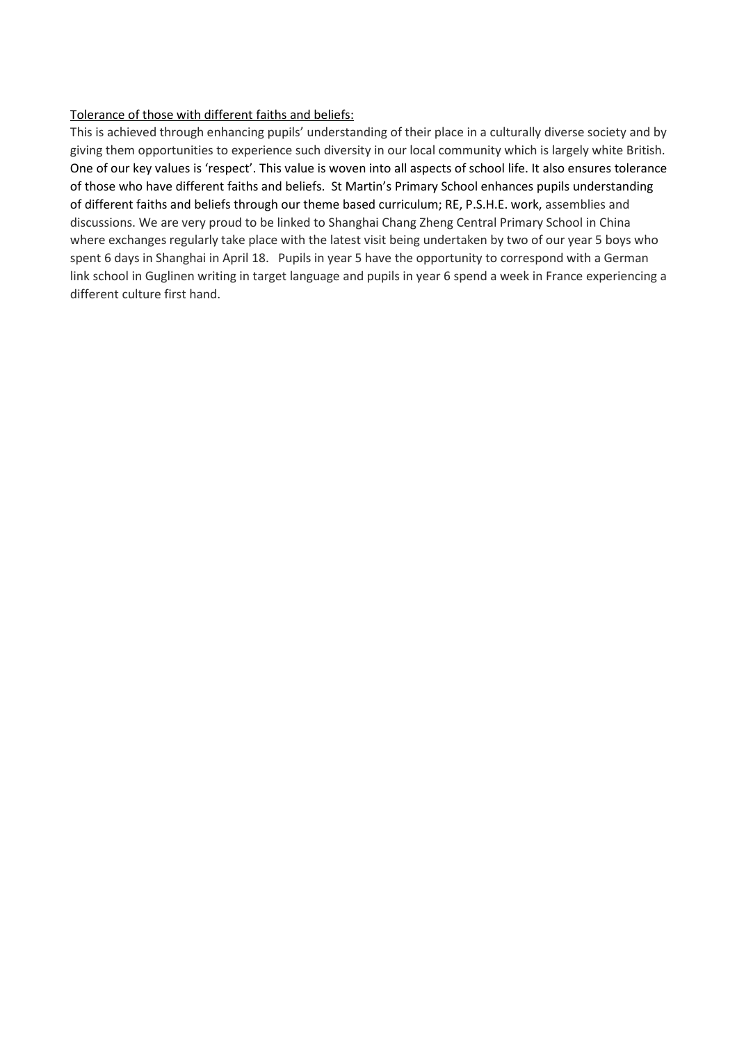Tolerance of those with different faiths and beliefs:

This is achieved through enhancing pupils' understanding of their place in a culturally diverse society and by giving them opportunities to experience such diversity in our local community which is largely white British. One of our key values is 'respect'. This value is woven into all aspects of school life. It also ensures tolerance of those who have different faiths and beliefs. St Martin's Primary School enhances pupils understanding of different faiths and beliefs through our theme based curriculum; RE, P.S.H.E. work, assemblies and discussions. We are very proud to be linked to Shanghai Chang Zheng Central Primary School in China where exchanges regularly take place with the latest visit being undertaken by two of our year 5 boys who spent 6 days in Shanghai in April 18. Pupils in year 5 have the opportunity to correspond with a German link school in Guglinen writing in target language and pupils in year 6 spend a week in France experiencing a different culture first hand.